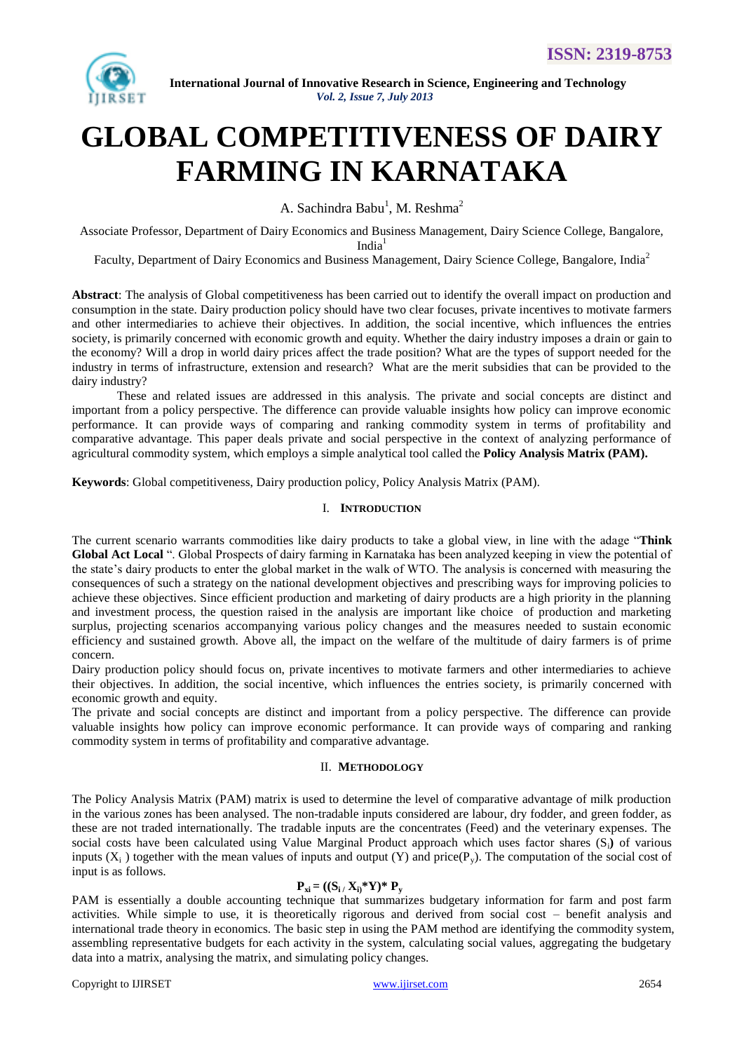# GLOBAL COMPETITIVENESS OF DAIRY FARMING IN KARNATAKA

A. Sachindra Babu[1], M. Reshma[2]

Associate Professor, Department of Dairy Economics and Business Management, Dairy Science College, Bangalore, India[1]

Faculty, Department of Dairy Economics and Business Management, Dairy Science College, Bangalore, India[2]

**Abstract**: The analysis of Global competitiveness has been carried out to identify the overall impact on production and consumption in the state. Dairy production policy should have two clear focuses, private incentives to motivate farmers and other intermediaries to achieve their objectives. In addition, the social incentive, which influences the entries society, is primarily concerned with economic growth and equity. Whether the dairy industry imposes a drain or gain to the economy? Will a drop in world dairy prices affect the trade position? What are the types of support needed for the industry in terms of infrastructure, extension and research? What are the merit subsidies that can be provided to the dairy industry?

These and related issues are addressed in this analysis. The private and social concepts are distinct and important from a policy perspective. The difference can provide valuable insights how policy can improve economic performance. It can provide ways of comparing and ranking commodity system in terms of profitability and comparative advantage. This paper deals private and social perspective in the context of analyzing performance of agricultural commodity system, which employs a simple analytical tool called the **Policy Analysis Matrix (PAM).**

**Keywords**: Global competitiveness, Dairy production policy, Policy Analysis Matrix (PAM).

## I. Introduction

The current scenario warrants commodities like dairy products to take a global view, in line with the adage "**Think Global Act Local** ". Global Prospects of dairy farming in Karnataka has been analyzed keeping in view the potential of the state's dairy products to enter the global market in the walk of WTO. The analysis is concerned with measuring the consequences of such a strategy on the national development objectives and prescribing ways for improving policies to achieve these objectives. Since efficient production and marketing of dairy products are a high priority in the planning and investment process, the question raised in the analysis are important like choice of production and marketing surplus, projecting scenarios accompanying various policy changes and the measures needed to sustain economic efficiency and sustained growth. Above all, the impact on the welfare of the multitude of dairy farmers is of prime concern.

Dairy production policy should focus on, private incentives to motivate farmers and other intermediaries to achieve their objectives. In addition, the social incentive, which influences the entries society, is primarily concerned with economic growth and equity.

The private and social concepts are distinct and important from a policy perspective. The difference can provide valuable insights how policy can improve economic performance. It can provide ways of comparing and ranking commodity system in terms of profitability and comparative advantage.

## II. Methodology

The Policy Analysis Matrix (PAM) matrix is used to determine the level of comparative advantage of milk production in the various zones has been analysed. The non-tradable inputs considered are labour, dry fodder, and green fodder, as these are not traded internationally. The tradable inputs are the concentrates (Feed) and the veterinary expenses. The social costs have been calculated using Value Marginal Product approach which uses factor shares ($S_i$) of various inputs ($X_i$) together with the mean values of inputs and output (Y) and price($P_y$). The computation of the social cost of input is as follows.

$$P_{xi} = ((S_i / X_i) * Y) * P_y$$

PAM is essentially a double accounting technique that summarizes budgetary information for farm and post farm activities. While simple to use, it is theoretically rigorous and derived from social cost – benefit analysis and international trade theory in economics. The basic step in using the PAM method are identifying the commodity system, assembling representative budgets for each activity in the system, calculating social values, aggregating the budgetary data into a matrix, analysing the matrix, and simulating policy changes.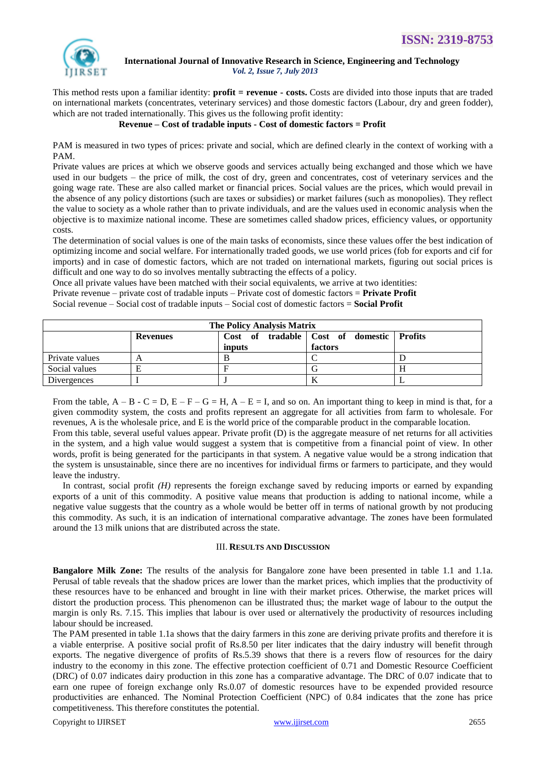This method rests upon a familiar identity: **profit = revenue - costs.** Costs are divided into those inputs that are traded on international markets (concentrates, veterinary services) and those domestic factors (Labour, dry and green fodder), which are not traded internationally. This gives us the following profit identity:

**Revenue – Cost of tradable inputs - Cost of domestic factors = Profit**

PAM is measured in two types of prices: private and social, which are defined clearly in the context of working with a PAM.

Private values are prices at which we observe goods and services actually being exchanged and those which we have used in our budgets – the price of milk, the cost of dry, green and concentrates, cost of veterinary services and the going wage rate. These are also called market or financial prices. Social values are the prices, which would prevail in the absence of any policy distortions (such are taxes or subsidies) or market failures (such as monopolies). They reflect the value to society as a whole rather than to private individuals, and are the values used in economic analysis when the objective is to maximize national income. These are sometimes called shadow prices, efficiency values, or opportunity costs.

The determination of social values is one of the main tasks of economists, since these values offer the best indication of optimizing income and social welfare. For internationally traded goods, we use world prices (fob for exports and cif for imports) and in case of domestic factors, which are not traded on international markets, figuring out social prices is difficult and one way to do so involves mentally subtracting the effects of a policy.

Once all private values have been matched with their social equivalents, we arrive at two identities:

Private revenue – private cost of tradable inputs – Private cost of domestic factors = **Private Profit**

Social revenue – Social cost of tradable inputs – Social cost of domestic factors = **Social Profit**

| The Policy Analysis Matrix | | | | |
|---|---|---|---|---|
| | **Revenues** | **Cost of tradable inputs** | **Cost of domestic factors** | **Profits** |
| Private values | A | B | C | D |
| Social values | E | F | G | H |
| Divergences | I | J | K | L |

From the table, A – B - C = D, E – F – G = H, A – E = I, and so on. An important thing to keep in mind is that, for a given commodity system, the costs and profits represent an aggregate for all activities from farm to wholesale. For revenues, A is the wholesale price, and E is the world price of the comparable product in the comparable location.

From this table, several useful values appear. Private profit (D) is the aggregate measure of net returns for all activities in the system, and a high value would suggest a system that is competitive from a financial point of view. In other words, profit is being generated for the participants in that system. A negative value would be a strong indication that the system is unsustainable, since there are no incentives for individual firms or farmers to participate, and they would leave the industry.

In contrast, social profit *(H)* represents the foreign exchange saved by reducing imports or earned by expanding exports of a unit of this commodity. A positive value means that production is adding to national income, while a negative value suggests that the country as a whole would be better off in terms of national growth by not producing this commodity. As such, it is an indication of international comparative advantage. The zones have been formulated around the 13 milk unions that are distributed across the state.

## III. Results and Discussion

**Bangalore Milk Zone:** The results of the analysis for Bangalore zone have been presented in table 1.1 and 1.1a. Perusal of table reveals that the shadow prices are lower than the market prices, which implies that the productivity of these resources have to be enhanced and brought in line with their market prices. Otherwise, the market prices will distort the production process. This phenomenon can be illustrated thus; the market wage of labour to the output the margin is only Rs. 7.15. This implies that labour is over used or alternatively the productivity of resources including labour should be increased.

The PAM presented in table 1.1a shows that the dairy farmers in this zone are deriving private profits and therefore it is a viable enterprise. A positive social profit of Rs.8.50 per liter indicates that the dairy industry will benefit through exports. The negative divergence of profits of Rs.5.39 shows that there is a revers flow of resources for the dairy industry to the economy in this zone. The effective protection coefficient of 0.71 and Domestic Resource Coefficient (DRC) of 0.07 indicates dairy production in this zone has a comparative advantage. The DRC of 0.07 indicate that to earn one rupee of foreign exchange only Rs.0.07 of domestic resources have to be expended provided resource productivities are enhanced. The Nominal Protection Coefficient (NPC) of 0.84 indicates that the zone has price competitiveness. This therefore constitutes the potential.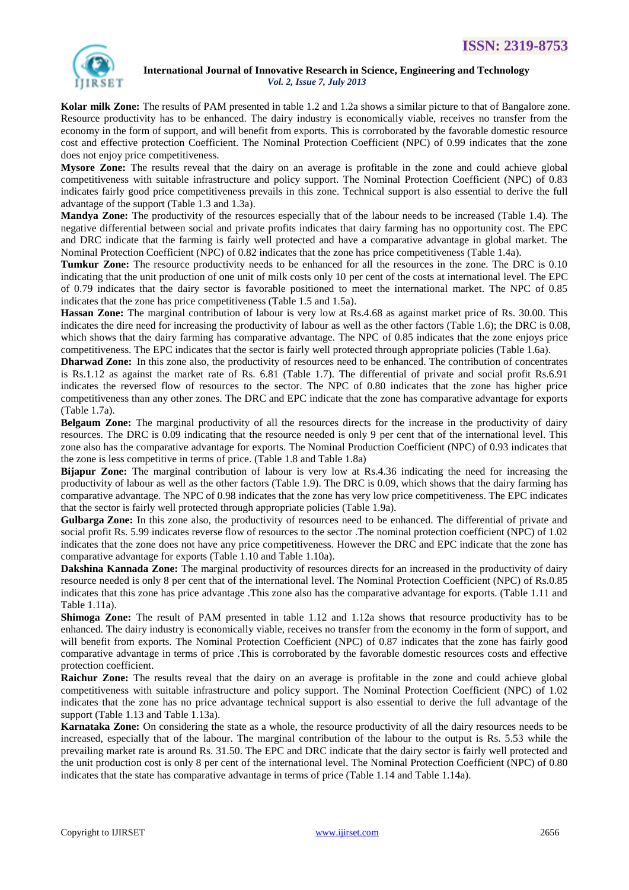**Kolar milk Zone:** The results of PAM presented in table 1.2 and 1.2a shows a similar picture to that of Bangalore zone. Resource productivity has to be enhanced. The dairy industry is economically viable, receives no transfer from the economy in the form of support, and will benefit from exports. This is corroborated by the favorable domestic resource cost and effective protection Coefficient. The Nominal Protection Coefficient (NPC) of 0.99 indicates that the zone does not enjoy price competitiveness.

**Mysore Zone:** The results reveal that the dairy on an average is profitable in the zone and could achieve global competitiveness with suitable infrastructure and policy support. The Nominal Protection Coefficient (NPC) of 0.83 indicates fairly good price competitiveness prevails in this zone. Technical support is also essential to derive the full advantage of the support (Table 1.3 and 1.3a).

**Mandya Zone:** The productivity of the resources especially that of the labour needs to be increased (Table 1.4). The negative differential between social and private profits indicates that dairy farming has no opportunity cost. The EPC and DRC indicate that the farming is fairly well protected and have a comparative advantage in global market. The Nominal Protection Coefficient (NPC) of 0.82 indicates that the zone has price competitiveness (Table 1.4a).

**Tumkur Zone:** The resource productivity needs to be enhanced for all the resources in the zone. The DRC is 0.10 indicating that the unit production of one unit of milk costs only 10 per cent of the costs at international level. The EPC of 0.79 indicates that the dairy sector is favorable positioned to meet the international market. The NPC of 0.85 indicates that the zone has price competitiveness (Table 1.5 and 1.5a).

**Hassan Zone:** The marginal contribution of labour is very low at Rs.4.68 as against market price of Rs. 30.00. This indicates the dire need for increasing the productivity of labour as well as the other factors (Table 1.6); the DRC is 0.08, which shows that the dairy farming has comparative advantage. The NPC of 0.85 indicates that the zone enjoys price competitiveness. The EPC indicates that the sector is fairly well protected through appropriate policies (Table 1.6a).

**Dharwad Zone:** In this zone also, the productivity of resources need to be enhanced. The contribution of concentrates is Rs.1.12 as against the market rate of Rs. 6.81 (Table 1.7). The differential of private and social profit Rs.6.91 indicates the reversed flow of resources to the sector. The NPC of 0.80 indicates that the zone has higher price competitiveness than any other zones. The DRC and EPC indicate that the zone has comparative advantage for exports (Table 1.7a).

**Belgaum Zone:** The marginal productivity of all the resources directs for the increase in the productivity of dairy resources. The DRC is 0.09 indicating that the resource needed is only 9 per cent that of the international level. This zone also has the comparative advantage for exports. The Nominal Production Coefficient (NPC) of 0.93 indicates that the zone is less competitive in terms of price. (Table 1.8 and Table 1.8a)

**Bijapur Zone:** The marginal contribution of labour is very low at Rs.4.36 indicating the need for increasing the productivity of labour as well as the other factors (Table 1.9). The DRC is 0.09, which shows that the dairy farming has comparative advantage. The NPC of 0.98 indicates that the zone has very low price competitiveness. The EPC indicates that the sector is fairly well protected through appropriate policies (Table 1.9a).

**Gulbarga Zone:** In this zone also, the productivity of resources need to be enhanced. The differential of private and social profit Rs. 5.99 indicates reverse flow of resources to the sector .The nominal protection coefficient (NPC) of 1.02 indicates that the zone does not have any price competitiveness. However the DRC and EPC indicate that the zone has comparative advantage for exports (Table 1.10 and Table 1.10a).

**Dakshina Kannada Zone:** The marginal productivity of resources directs for an increased in the productivity of dairy resource needed is only 8 per cent that of the international level. The Nominal Protection Coefficient (NPC) of Rs.0.85 indicates that this zone has price advantage .This zone also has the comparative advantage for exports. (Table 1.11 and Table 1.11a).

**Shimoga Zone:** The result of PAM presented in table 1.12 and 1.12a shows that resource productivity has to be enhanced. The dairy industry is economically viable, receives no transfer from the economy in the form of support, and will benefit from exports. The Nominal Protection Coefficient (NPC) of 0.87 indicates that the zone has fairly good comparative advantage in terms of price .This is corroborated by the favorable domestic resources costs and effective protection coefficient.

**Raichur Zone:** The results reveal that the dairy on an average is profitable in the zone and could achieve global competitiveness with suitable infrastructure and policy support. The Nominal Protection Coefficient (NPC) of 1.02 indicates that the zone has no price advantage technical support is also essential to derive the full advantage of the support (Table 1.13 and Table 1.13a).

**Karnataka Zone:** On considering the state as a whole, the resource productivity of all the dairy resources needs to be increased, especially that of the labour. The marginal contribution of the labour to the output is Rs. 5.53 while the prevailing market rate is around Rs. 31.50. The EPC and DRC indicate that the dairy sector is fairly well protected and the unit production cost is only 8 per cent of the international level. The Nominal Protection Coefficient (NPC) of 0.80 indicates that the state has comparative advantage in terms of price (Table 1.14 and Table 1.14a).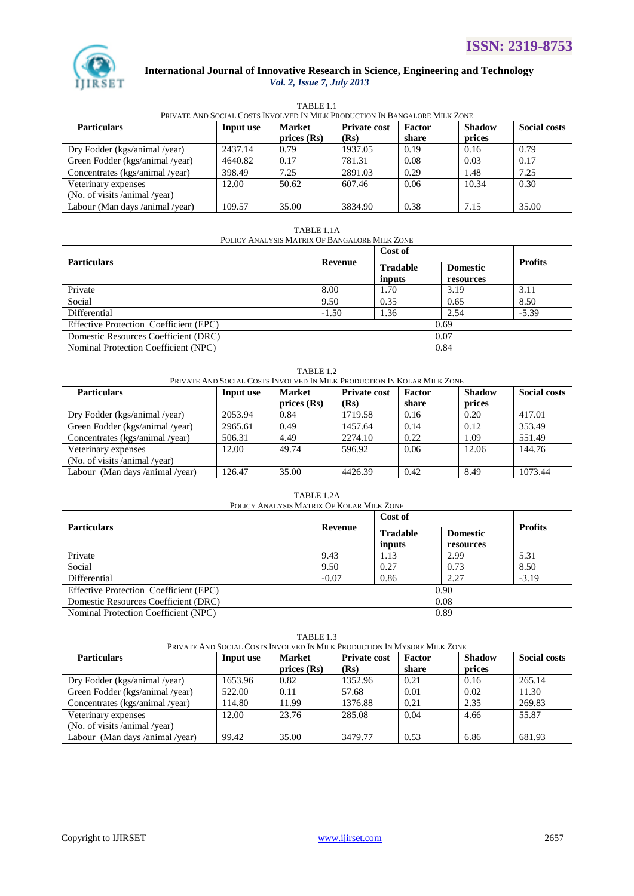TABLE 1.1

PRIVATE AND SOCIAL COSTS INVOLVED IN MILK PRODUCTION IN BANGALORE MILK ZONE

| Particulars | Input use | Market prices (Rs) | Private cost (Rs) | Factor share | Shadow prices | Social costs |
|---|---|---|---|---|---|---|
| Dry Fodder (kgs/animal /year) | 2437.14 | 0.79 | 1937.05 | 0.19 | 0.16 | 0.79 |
| Green Fodder (kgs/animal /year) | 4640.82 | 0.17 | 781.31 | 0.08 | 0.03 | 0.17 |
| Concentrates (kgs/animal /year) | 398.49 | 7.25 | 2891.03 | 0.29 | 1.48 | 7.25 |
| Veterinary expenses (No. of visits /animal /year) | 12.00 | 50.62 | 607.46 | 0.06 | 10.34 | 0.30 |
| Labour (Man days /animal /year) | 109.57 | 35.00 | 3834.90 | 0.38 | 7.15 | 35.00 |

TABLE 1.1A

POLICY ANALYSIS MATRIX OF BANGALORE MILK ZONE

| Particulars | Revenue | Cost of | | Profits |
|---|---|---|---|---|
| | | Tradable inputs | Domestic resources | |
| Private | 8.00 | 1.70 | 3.19 | 3.11 |
| Social | 9.50 | 0.35 | 0.65 | 8.50 |
| Differential | -1.50 | 1.36 | 2.54 | -5.39 |
| Effective Protection Coefficient (EPC) | 0.69 | | | |
| Domestic Resources Coefficient (DRC) | 0.07 | | | |
| Nominal Protection Coefficient (NPC) | 0.84 | | | |

TABLE 1.2

PRIVATE AND SOCIAL COSTS INVOLVED IN MILK PRODUCTION IN KOLAR MILK ZONE

| Particulars | Input use | Market prices (Rs) | Private cost (Rs) | Factor share | Shadow prices | Social costs |
|---|---|---|---|---|---|---|
| Dry Fodder (kgs/animal /year) | 2053.94 | 0.84 | 1719.58 | 0.16 | 0.20 | 417.01 |
| Green Fodder (kgs/animal /year) | 2965.61 | 0.49 | 1457.64 | 0.14 | 0.12 | 353.49 |
| Concentrates (kgs/animal /year) | 506.31 | 4.49 | 2274.10 | 0.22 | 1.09 | 551.49 |
| Veterinary expenses (No. of visits /animal /year) | 12.00 | 49.74 | 596.92 | 0.06 | 12.06 | 144.76 |
| Labour (Man days /animal /year) | 126.47 | 35.00 | 4426.39 | 0.42 | 8.49 | 1073.44 |

TABLE 1.2A

POLICY ANALYSIS MATRIX OF KOLAR MILK ZONE

| Particulars | Revenue | Cost of | | Profits |
|---|---|---|---|---|
| | | Tradable inputs | Domestic resources | |
| Private | 9.43 | 1.13 | 2.99 | 5.31 |
| Social | 9.50 | 0.27 | 0.73 | 8.50 |
| Differential | -0.07 | 0.86 | 2.27 | -3.19 |
| Effective Protection Coefficient (EPC) | 0.90 | | | |
| Domestic Resources Coefficient (DRC) | 0.08 | | | |
| Nominal Protection Coefficient (NPC) | 0.89 | | | |

TABLE 1.3

PRIVATE AND SOCIAL COSTS INVOLVED IN MILK PRODUCTION IN MYSORE MILK ZONE

| Particulars | Input use | Market prices (Rs) | Private cost (Rs) | Factor share | Shadow prices | Social costs |
|---|---|---|---|---|---|---|
| Dry Fodder (kgs/animal /year) | 1653.96 | 0.82 | 1352.96 | 0.21 | 0.16 | 265.14 |
| Green Fodder (kgs/animal /year) | 522.00 | 0.11 | 57.68 | 0.01 | 0.02 | 11.30 |
| Concentrates (kgs/animal /year) | 114.80 | 11.99 | 1376.88 | 0.21 | 2.35 | 269.83 |
| Veterinary expenses (No. of visits /animal /year) | 12.00 | 23.76 | 285.08 | 0.04 | 4.66 | 55.87 |
| Labour (Man days /animal /year) | 99.42 | 35.00 | 3479.77 | 0.53 | 6.86 | 681.93 |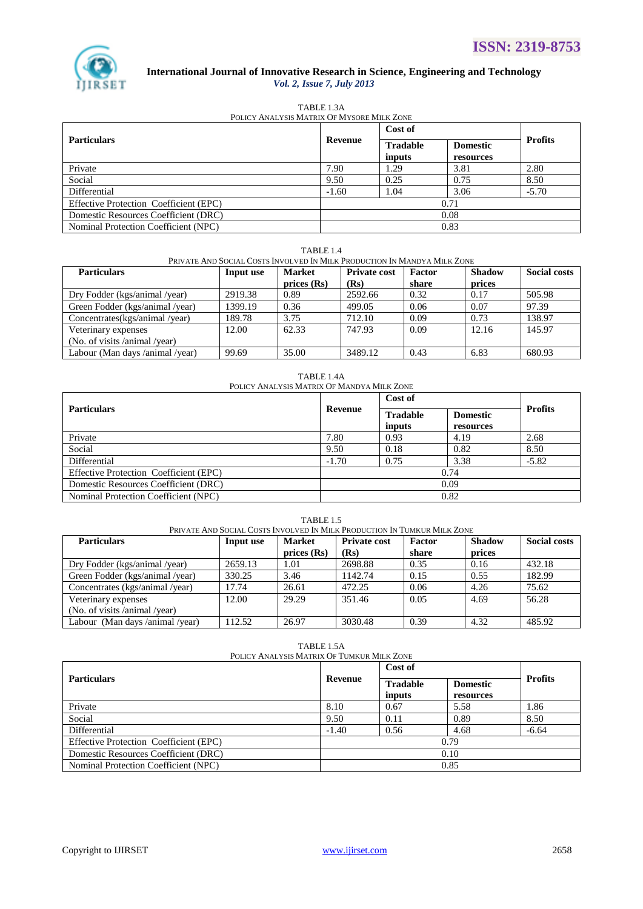TABLE 1.3A
POLICY ANALYSIS MATRIX OF MYSORE MILK ZONE

| Particulars | Revenue | Cost of | | Profits |
|---|---|---|---|---|
| | | Tradable inputs | Domestic resources | |
| Private | 7.90 | 1.29 | 3.81 | 2.80 |
| Social | 9.50 | 0.25 | 0.75 | 8.50 |
| Differential | -1.60 | 1.04 | 3.06 | -5.70 |
| Effective Protection Coefficient (EPC) | 0.71 | | | |
| Domestic Resources Coefficient (DRC) | 0.08 | | | |
| Nominal Protection Coefficient (NPC) | 0.83 | | | |

TABLE 1.4
PRIVATE AND SOCIAL COSTS INVOLVED IN MILK PRODUCTION IN MANDYA MILK ZONE

| Particulars | Input use | Market prices (Rs) | Private cost (Rs) | Factor share | Shadow prices | Social costs |
|---|---|---|---|---|---|---|
| Dry Fodder (kgs/animal /year) | 2919.38 | 0.89 | 2592.66 | 0.32 | 0.17 | 505.98 |
| Green Fodder (kgs/animal /year) | 1399.19 | 0.36 | 499.05 | 0.06 | 0.07 | 97.39 |
| Concentrates(kgs/animal /year) | 189.78 | 3.75 | 712.10 | 0.09 | 0.73 | 138.97 |
| Veterinary expenses (No. of visits /animal /year) | 12.00 | 62.33 | 747.93 | 0.09 | 12.16 | 145.97 |
| Labour (Man days /animal /year) | 99.69 | 35.00 | 3489.12 | 0.43 | 6.83 | 680.93 |

TABLE 1.4A
POLICY ANALYSIS MATRIX OF MANDYA MILK ZONE

| Particulars | Revenue | Cost of | | Profits |
|---|---|---|---|---|
| | | Tradable inputs | Domestic resources | |
| Private | 7.80 | 0.93 | 4.19 | 2.68 |
| Social | 9.50 | 0.18 | 0.82 | 8.50 |
| Differential | -1.70 | 0.75 | 3.38 | -5.82 |
| Effective Protection Coefficient (EPC) | 0.74 | | | |
| Domestic Resources Coefficient (DRC) | 0.09 | | | |
| Nominal Protection Coefficient (NPC) | 0.82 | | | |

TABLE 1.5
PRIVATE AND SOCIAL COSTS INVOLVED IN MILK PRODUCTION IN TUMKUR MILK ZONE

| Particulars | Input use | Market prices (Rs) | Private cost (Rs) | Factor share | Shadow prices | Social costs |
|---|---|---|---|---|---|---|
| Dry Fodder (kgs/animal /year) | 2659.13 | 1.01 | 2698.88 | 0.35 | 0.16 | 432.18 |
| Green Fodder (kgs/animal /year) | 330.25 | 3.46 | 1142.74 | 0.15 | 0.55 | 182.99 |
| Concentrates (kgs/animal /year) | 17.74 | 26.61 | 472.25 | 0.06 | 4.26 | 75.62 |
| Veterinary expenses (No. of visits /animal /year) | 12.00 | 29.29 | 351.46 | 0.05 | 4.69 | 56.28 |
| Labour (Man days /animal /year) | 112.52 | 26.97 | 3030.48 | 0.39 | 4.32 | 485.92 |

TABLE 1.5A
POLICY ANALYSIS MATRIX OF TUMKUR MILK ZONE

| Particulars | Revenue | Cost of | | Profits |
|---|---|---|---|---|
| | | Tradable inputs | Domestic resources | |
| Private | 8.10 | 0.67 | 5.58 | 1.86 |
| Social | 9.50 | 0.11 | 0.89 | 8.50 |
| Differential | -1.40 | 0.56 | 4.68 | -6.64 |
| Effective Protection Coefficient (EPC) | 0.79 | | | |
| Domestic Resources Coefficient (DRC) | 0.10 | | | |
| Nominal Protection Coefficient (NPC) | 0.85 | | | |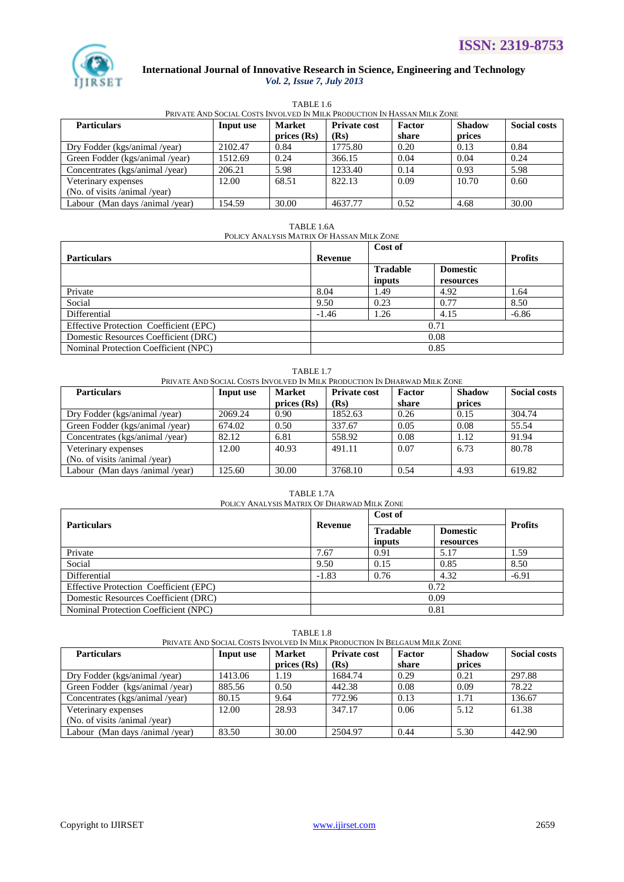TABLE 1.6

PRIVATE AND SOCIAL COSTS INVOLVED IN MILK PRODUCTION IN HASSAN MILK ZONE

| Particulars | Input use | Market prices (Rs) | Private cost (Rs) | Factor share | Shadow prices | Social costs |
|---|---|---|---|---|---|---|
| Dry Fodder (kgs/animal /year) | 2102.47 | 0.84 | 1775.80 | 0.20 | 0.13 | 0.84 |
| Green Fodder (kgs/animal /year) | 1512.69 | 0.24 | 366.15 | 0.04 | 0.04 | 0.24 |
| Concentrates (kgs/animal /year) | 206.21 | 5.98 | 1233.40 | 0.14 | 0.93 | 5.98 |
| Veterinary expenses (No. of visits /animal /year) | 12.00 | 68.51 | 822.13 | 0.09 | 10.70 | 0.60 |
| Labour (Man days /animal /year) | 154.59 | 30.00 | 4637.77 | 0.52 | 4.68 | 30.00 |

TABLE 1.6A

POLICY ANALYSIS MATRIX OF HASSAN MILK ZONE

| Particulars | Revenue | Cost of | | Profits |
|---|---|---|---|---|
| | | Tradable inputs | Domestic resources | |
| Private | 8.04 | 1.49 | 4.92 | 1.64 |
| Social | 9.50 | 0.23 | 0.77 | 8.50 |
| Differential | -1.46 | 1.26 | 4.15 | -6.86 |
| Effective Protection Coefficient (EPC) | 0.71 | | | |
| Domestic Resources Coefficient (DRC) | 0.08 | | | |
| Nominal Protection Coefficient (NPC) | 0.85 | | | |

TABLE 1.7

PRIVATE AND SOCIAL COSTS INVOLVED IN MILK PRODUCTION IN DHARWAD MILK ZONE

| Particulars | Input use | Market prices (Rs) | Private cost (Rs) | Factor share | Shadow prices | Social costs |
|---|---|---|---|---|---|---|
| Dry Fodder (kgs/animal /year) | 2069.24 | 0.90 | 1852.63 | 0.26 | 0.15 | 304.74 |
| Green Fodder (kgs/animal /year) | 674.02 | 0.50 | 337.67 | 0.05 | 0.08 | 55.54 |
| Concentrates (kgs/animal /year) | 82.12 | 6.81 | 558.92 | 0.08 | 1.12 | 91.94 |
| Veterinary expenses (No. of visits /animal /year) | 12.00 | 40.93 | 491.11 | 0.07 | 6.73 | 80.78 |
| Labour (Man days /animal /year) | 125.60 | 30.00 | 3768.10 | 0.54 | 4.93 | 619.82 |

TABLE 1.7A

POLICY ANALYSIS MATRIX OF DHARWAD MILK ZONE

| Particulars | Revenue | Cost of | | Profits |
|---|---|---|---|---|
| | | Tradable inputs | Domestic resources | |
| Private | 7.67 | 0.91 | 5.17 | 1.59 |
| Social | 9.50 | 0.15 | 0.85 | 8.50 |
| Differential | -1.83 | 0.76 | 4.32 | -6.91 |
| Effective Protection Coefficient (EPC) | 0.72 | | | |
| Domestic Resources Coefficient (DRC) | 0.09 | | | |
| Nominal Protection Coefficient (NPC) | 0.81 | | | |

TABLE 1.8

PRIVATE AND SOCIAL COSTS INVOLVED IN MILK PRODUCTION IN BELGAUM MILK ZONE

| Particulars | Input use | Market prices (Rs) | Private cost (Rs) | Factor share | Shadow prices | Social costs |
|---|---|---|---|---|---|---|
| Dry Fodder (kgs/animal /year) | 1413.06 | 1.19 | 1684.74 | 0.29 | 0.21 | 297.88 |
| Green Fodder (kgs/animal /year) | 885.56 | 0.50 | 442.38 | 0.08 | 0.09 | 78.22 |
| Concentrates (kgs/animal /year) | 80.15 | 9.64 | 772.96 | 0.13 | 1.71 | 136.67 |
| Veterinary expenses (No. of visits /animal /year) | 12.00 | 28.93 | 347.17 | 0.06 | 5.12 | 61.38 |
| Labour (Man days /animal /year) | 83.50 | 30.00 | 2504.97 | 0.44 | 5.30 | 442.90 |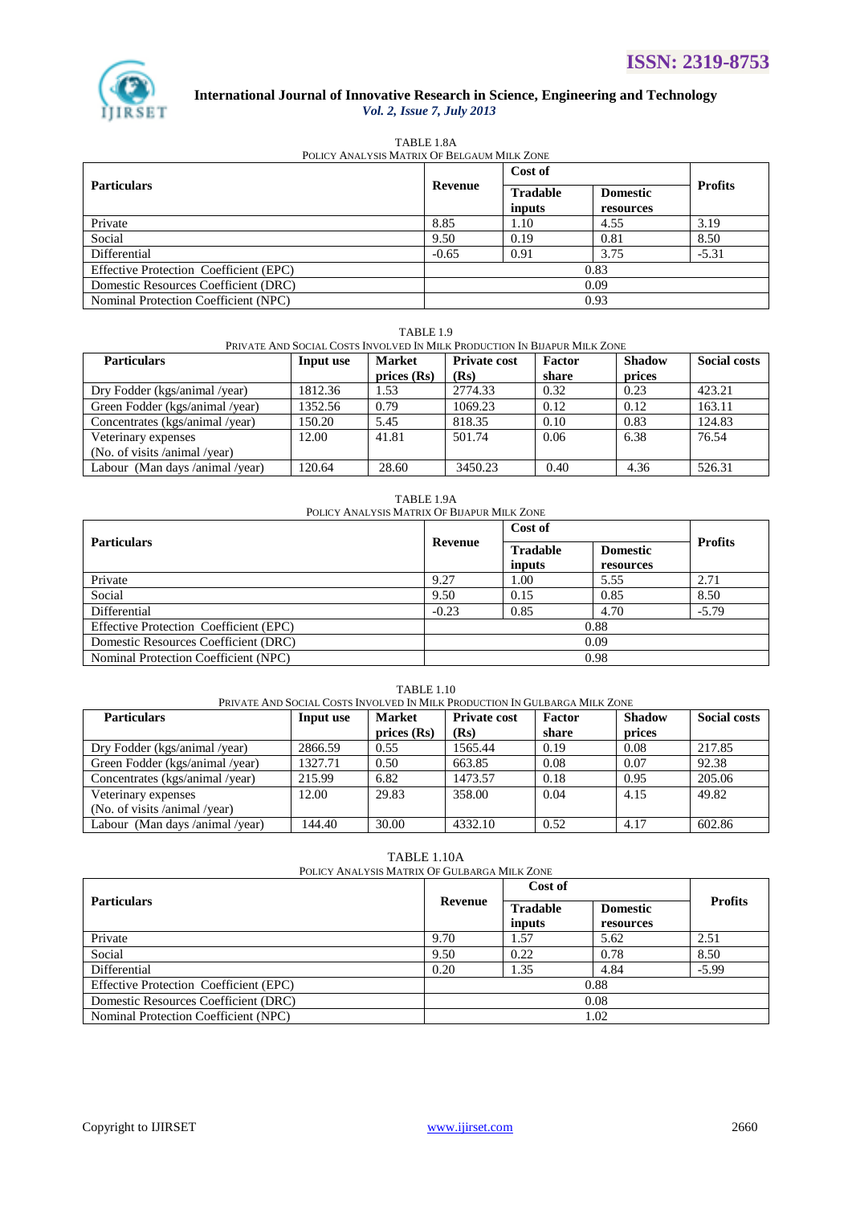TABLE 1.8A

POLICY ANALYSIS MATRIX OF BELGAUM MILK ZONE

| Particulars | Revenue | Cost of | | Profits |
|---|---|---|---|---|
| | | Tradable inputs | Domestic resources | |
| Private | 8.85 | 1.10 | 4.55 | 3.19 |
| Social | 9.50 | 0.19 | 0.81 | 8.50 |
| Differential | -0.65 | 0.91 | 3.75 | -5.31 |
| Effective Protection Coefficient (EPC) | 0.83 | | | |
| Domestic Resources Coefficient (DRC) | 0.09 | | | |
| Nominal Protection Coefficient (NPC) | 0.93 | | | |

TABLE 1.9

PRIVATE AND SOCIAL COSTS INVOLVED IN MILK PRODUCTION IN BIJAPUR MILK ZONE

| Particulars | Input use | Market prices (Rs) | Private cost (Rs) | Factor share | Shadow prices | Social costs |
|---|---|---|---|---|---|---|
| Dry Fodder (kgs/animal /year) | 1812.36 | 1.53 | 2774.33 | 0.32 | 0.23 | 423.21 |
| Green Fodder (kgs/animal /year) | 1352.56 | 0.79 | 1069.23 | 0.12 | 0.12 | 163.11 |
| Concentrates (kgs/animal /year) | 150.20 | 5.45 | 818.35 | 0.10 | 0.83 | 124.83 |
| Veterinary expenses (No. of visits /animal /year) | 12.00 | 41.81 | 501.74 | 0.06 | 6.38 | 76.54 |
| Labour (Man days /animal /year) | 120.64 | 28.60 | 3450.23 | 0.40 | 4.36 | 526.31 |

TABLE 1.9A

POLICY ANALYSIS MATRIX OF BIJAPUR MILK ZONE

| Particulars | Revenue | Cost of | | Profits |
|---|---|---|---|---|
| | | Tradable inputs | Domestic resources | |
| Private | 9.27 | 1.00 | 5.55 | 2.71 |
| Social | 9.50 | 0.15 | 0.85 | 8.50 |
| Differential | -0.23 | 0.85 | 4.70 | -5.79 |
| Effective Protection Coefficient (EPC) | 0.88 | | | |
| Domestic Resources Coefficient (DRC) | 0.09 | | | |
| Nominal Protection Coefficient (NPC) | 0.98 | | | |

TABLE 1.10

PRIVATE AND SOCIAL COSTS INVOLVED IN MILK PRODUCTION IN GULBARGA MILK ZONE

| Particulars | Input use | Market prices (Rs) | Private cost (Rs) | Factor share | Shadow prices | Social costs |
|---|---|---|---|---|---|---|
| Dry Fodder (kgs/animal /year) | 2866.59 | 0.55 | 1565.44 | 0.19 | 0.08 | 217.85 |
| Green Fodder (kgs/animal /year) | 1327.71 | 0.50 | 663.85 | 0.08 | 0.07 | 92.38 |
| Concentrates (kgs/animal /year) | 215.99 | 6.82 | 1473.57 | 0.18 | 0.95 | 205.06 |
| Veterinary expenses (No. of visits /animal /year) | 12.00 | 29.83 | 358.00 | 0.04 | 4.15 | 49.82 |
| Labour (Man days /animal /year) | 144.40 | 30.00 | 4332.10 | 0.52 | 4.17 | 602.86 |

TABLE 1.10A

POLICY ANALYSIS MATRIX OF GULBARGA MILK ZONE

| Particulars | Revenue | Cost of | | Profits |
|---|---|---|---|---|
| | | Tradable inputs | Domestic resources | |
| Private | 9.70 | 1.57 | 5.62 | 2.51 |
| Social | 9.50 | 0.22 | 0.78 | 8.50 |
| Differential | 0.20 | 1.35 | 4.84 | -5.99 |
| Effective Protection Coefficient (EPC) | 0.88 | | | |
| Domestic Resources Coefficient (DRC) | 0.08 | | | |
| Nominal Protection Coefficient (NPC) | 1.02 | | | |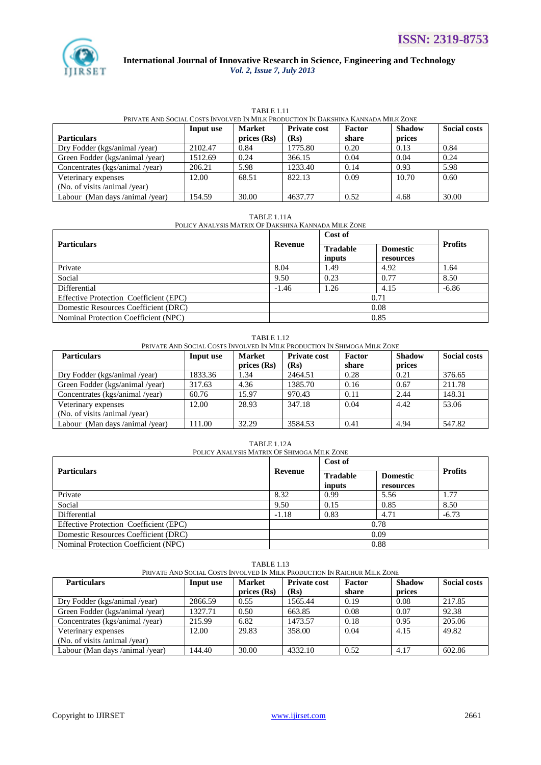TABLE 1.11
PRIVATE AND SOCIAL COSTS INVOLVED IN MILK PRODUCTION IN DAKSHINA KANNADA MILK ZONE

| Particulars | Input use | Market prices (Rs) | Private cost (Rs) | Factor share | Shadow prices | Social costs |
|---|---|---|---|---|---|---|
| Dry Fodder (kgs/animal /year) | 2102.47 | 0.84 | 1775.80 | 0.20 | 0.13 | 0.84 |
| Green Fodder (kgs/animal /year) | 1512.69 | 0.24 | 366.15 | 0.04 | 0.04 | 0.24 |
| Concentrates (kgs/animal /year) | 206.21 | 5.98 | 1233.40 | 0.14 | 0.93 | 5.98 |
| Veterinary expenses (No. of visits /animal /year) | 12.00 | 68.51 | 822.13 | 0.09 | 10.70 | 0.60 |
| Labour (Man days /animal /year) | 154.59 | 30.00 | 4637.77 | 0.52 | 4.68 | 30.00 |

TABLE 1.11A
POLICY ANALYSIS MATRIX OF DAKSHINA KANNADA MILK ZONE

| Particulars | Revenue | Cost of | | Profits |
|---|---|---|---|---|
| | | Tradable inputs | Domestic resources | |
| Private | 8.04 | 1.49 | 4.92 | 1.64 |
| Social | 9.50 | 0.23 | 0.77 | 8.50 |
| Differential | -1.46 | 1.26 | 4.15 | -6.86 |
| Effective Protection Coefficient (EPC) | 0.71 | | | |
| Domestic Resources Coefficient (DRC) | 0.08 | | | |
| Nominal Protection Coefficient (NPC) | 0.85 | | | |

TABLE 1.12
PRIVATE AND SOCIAL COSTS INVOLVED IN MILK PRODUCTION IN SHIMOGA MILK ZONE

| Particulars | Input use | Market prices (Rs) | Private cost (Rs) | Factor share | Shadow prices | Social costs |
|---|---|---|---|---|---|---|
| Dry Fodder (kgs/animal /year) | 1833.36 | 1.34 | 2464.51 | 0.28 | 0.21 | 376.65 |
| Green Fodder (kgs/animal /year) | 317.63 | 4.36 | 1385.70 | 0.16 | 0.67 | 211.78 |
| Concentrates (kgs/animal /year) | 60.76 | 15.97 | 970.43 | 0.11 | 2.44 | 148.31 |
| Veterinary expenses (No. of visits /animal /year) | 12.00 | 28.93 | 347.18 | 0.04 | 4.42 | 53.06 |
| Labour (Man days /animal /year) | 111.00 | 32.29 | 3584.53 | 0.41 | 4.94 | 547.82 |

TABLE 1.12A
POLICY ANALYSIS MATRIX OF SHIMOGA MILK ZONE

| Particulars | Revenue | Cost of | | Profits |
|---|---|---|---|---|
| | | Tradable inputs | Domestic resources | |
| Private | 8.32 | 0.99 | 5.56 | 1.77 |
| Social | 9.50 | 0.15 | 0.85 | 8.50 |
| Differential | -1.18 | 0.83 | 4.71 | -6.73 |
| Effective Protection Coefficient (EPC) | 0.78 | | | |
| Domestic Resources Coefficient (DRC) | 0.09 | | | |
| Nominal Protection Coefficient (NPC) | 0.88 | | | |

TABLE 1.13
PRIVATE AND SOCIAL COSTS INVOLVED IN MILK PRODUCTION IN RAICHUR MILK ZONE

| Particulars | Input use | Market prices (Rs) | Private cost (Rs) | Factor share | Shadow prices | Social costs |
|---|---|---|---|---|---|---|
| Dry Fodder (kgs/animal /year) | 2866.59 | 0.55 | 1565.44 | 0.19 | 0.08 | 217.85 |
| Green Fodder (kgs/animal /year) | 1327.71 | 0.50 | 663.85 | 0.08 | 0.07 | 92.38 |
| Concentrates (kgs/animal /year) | 215.99 | 6.82 | 1473.57 | 0.18 | 0.95 | 205.06 |
| Veterinary expenses (No. of visits /animal /year) | 12.00 | 29.83 | 358.00 | 0.04 | 4.15 | 49.82 |
| Labour (Man days /animal /year) | 144.40 | 30.00 | 4332.10 | 0.52 | 4.17 | 602.86 |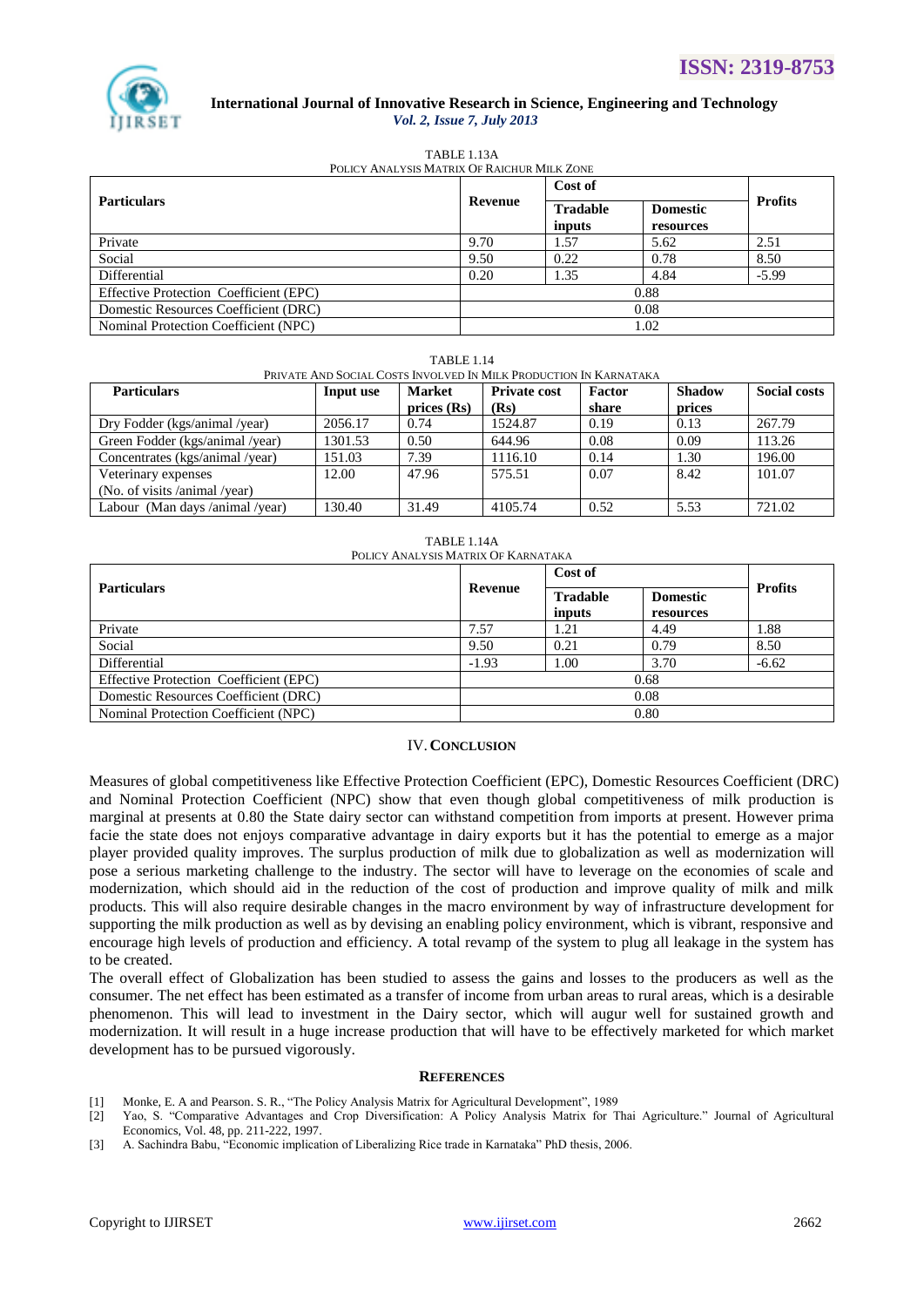TABLE 1.13A
POLICY ANALYSIS MATRIX OF RAICHUR MILK ZONE

| Particulars | Revenue | Cost of | | Profits |
|---|---|---|---|---|
| | | Tradable inputs | Domestic resources | |
| Private | 9.70 | 1.57 | 5.62 | 2.51 |
| Social | 9.50 | 0.22 | 0.78 | 8.50 |
| Differential | 0.20 | 1.35 | 4.84 | -5.99 |
| Effective Protection Coefficient (EPC) | 0.88 | | | |
| Domestic Resources Coefficient (DRC) | 0.08 | | | |
| Nominal Protection Coefficient (NPC) | 1.02 | | | |

TABLE 1.14
PRIVATE AND SOCIAL COSTS INVOLVED IN MILK PRODUCTION IN KARNATAKA

| Particulars | Input use | Market prices (Rs) | Private cost (Rs) | Factor share | Shadow prices | Social costs |
|---|---|---|---|---|---|---|
| Dry Fodder (kgs/animal /year) | 2056.17 | 0.74 | 1524.87 | 0.19 | 0.13 | 267.79 |
| Green Fodder (kgs/animal /year) | 1301.53 | 0.50 | 644.96 | 0.08 | 0.09 | 113.26 |
| Concentrates (kgs/animal /year) | 151.03 | 7.39 | 1116.10 | 0.14 | 1.30 | 196.00 |
| Veterinary expenses (No. of visits /animal /year) | 12.00 | 47.96 | 575.51 | 0.07 | 8.42 | 101.07 |
| Labour (Man days /animal /year) | 130.40 | 31.49 | 4105.74 | 0.52 | 5.53 | 721.02 |

TABLE 1.14A
POLICY ANALYSIS MATRIX OF KARNATAKA

| Particulars | Revenue | Cost of | | Profits |
|---|---|---|---|---|
| | | Tradable inputs | Domestic resources | |
| Private | 7.57 | 1.21 | 4.49 | 1.88 |
| Social | 9.50 | 0.21 | 0.79 | 8.50 |
| Differential | -1.93 | 1.00 | 3.70 | -6.62 |
| Effective Protection Coefficient (EPC) | 0.68 | | | |
| Domestic Resources Coefficient (DRC) | 0.08 | | | |
| Nominal Protection Coefficient (NPC) | 0.80 | | | |

## IV. CONCLUSION

Measures of global competitiveness like Effective Protection Coefficient (EPC), Domestic Resources Coefficient (DRC) and Nominal Protection Coefficient (NPC) show that even though global competitiveness of milk production is marginal at presents at 0.80 the State dairy sector can withstand competition from imports at present. However prima facie the state does not enjoys comparative advantage in dairy exports but it has the potential to emerge as a major player provided quality improves. The surplus production of milk due to globalization as well as modernization will pose a serious marketing challenge to the industry. The sector will have to leverage on the economies of scale and modernization, which should aid in the reduction of the cost of production and improve quality of milk and milk products. This will also require desirable changes in the macro environment by way of infrastructure development for supporting the milk production as well as by devising an enabling policy environment, which is vibrant, responsive and encourage high levels of production and efficiency. A total revamp of the system to plug all leakage in the system has to be created.

The overall effect of Globalization has been studied to assess the gains and losses to the producers as well as the consumer. The net effect has been estimated as a transfer of income from urban areas to rural areas, which is a desirable phenomenon. This will lead to investment in the Dairy sector, which will augur well for sustained growth and modernization. It will result in a huge increase production that will have to be effectively marketed for which market development has to be pursued vigorously.

## REFERENCES

[1] Monke, E. A and Pearson. S. R., "The Policy Analysis Matrix for Agricultural Development", 1989

[2] Yao, S. "Comparative Advantages and Crop Diversification: A Policy Analysis Matrix for Thai Agriculture." Journal of Agricultural Economics, Vol. 48, pp. 211-222, 1997.

[3] A. Sachindra Babu, "Economic implication of Liberalizing Rice trade in Karnataka" PhD thesis, 2006.